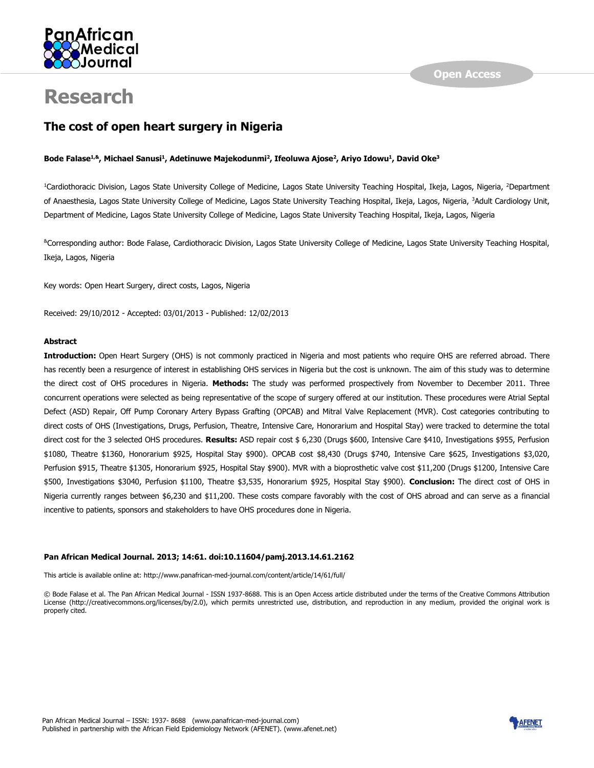# Research

## The cost of open heart surgery in Nigeria

**Bode Falase[1,&], Michael Sanusi[1], Adetinuwe Majekodunmi[2], Ifeoluwa Ajose[2], Ariyo Idowu[1], David Oke[3]**

[1]Cardiothoracic Division, Lagos State University College of Medicine, Lagos State University Teaching Hospital, Ikeja, Lagos, Nigeria, [2]Department of Anaesthesia, Lagos State University College of Medicine, Lagos State University Teaching Hospital, Ikeja, Lagos, Nigeria, [3]Adult Cardiology Unit, Department of Medicine, Lagos State University College of Medicine, Lagos State University Teaching Hospital, Ikeja, Lagos, Nigeria

[&]Corresponding author: Bode Falase, Cardiothoracic Division, Lagos State University College of Medicine, Lagos State University Teaching Hospital, Ikeja, Lagos, Nigeria

Key words: Open Heart Surgery, direct costs, Lagos, Nigeria

Received: 29/10/2012 - Accepted: 03/01/2013 - Published: 12/02/2013

#### Abstract

**Introduction:** Open Heart Surgery (OHS) is not commonly practiced in Nigeria and most patients who require OHS are referred abroad. There has recently been a resurgence of interest in establishing OHS services in Nigeria but the cost is unknown. The aim of this study was to determine the direct cost of OHS procedures in Nigeria. **Methods:** The study was performed prospectively from November to December 2011. Three concurrent operations were selected as being representative of the scope of surgery offered at our institution. These procedures were Atrial Septal Defect (ASD) Repair, Off Pump Coronary Artery Bypass Grafting (OPCAB) and Mitral Valve Replacement (MVR). Cost categories contributing to direct costs of OHS (Investigations, Drugs, Perfusion, Theatre, Intensive Care, Honorarium and Hospital Stay) were tracked to determine the total direct cost for the 3 selected OHS procedures. **Results:** ASD repair cost $ 6,230 (Drugs $600, Intensive Care $410, Investigations $955, Perfusion $1080, Theatre $1360, Honorarium $925, Hospital Stay $900). OPCAB cost $8,430 (Drugs $740, Intensive Care $625, Investigations $3,020, Perfusion $915, Theatre $1305, Honorarium $925, Hospital Stay $900). MVR with a bioprosthetic valve cost $11,200 (Drugs $1200, Intensive Care $500, Investigations $3040, Perfusion $1100, Theatre $3,535, Honorarium $925, Hospital Stay $900). **Conclusion:** The direct cost of OHS in Nigeria currently ranges between $6,230 and $11,200. These costs compare favorably with the cost of OHS abroad and can serve as a financial incentive to patients, sponsors and stakeholders to have OHS procedures done in Nigeria.

**Pan African Medical Journal. 2013; 14:61. doi:10.11604/pamj.2013.14.61.2162**

This article is available online at: http://www.panafrican-med-journal.com/content/article/14/61/full/

© Bode Falase et al. The Pan African Medical Journal - ISSN 1937-8688. This is an Open Access article distributed under the terms of the Creative Commons Attribution License (http://creativecommons.org/licenses/by/2.0), which permits unrestricted use, distribution, and reproduction in any medium, provided the original work is properly cited.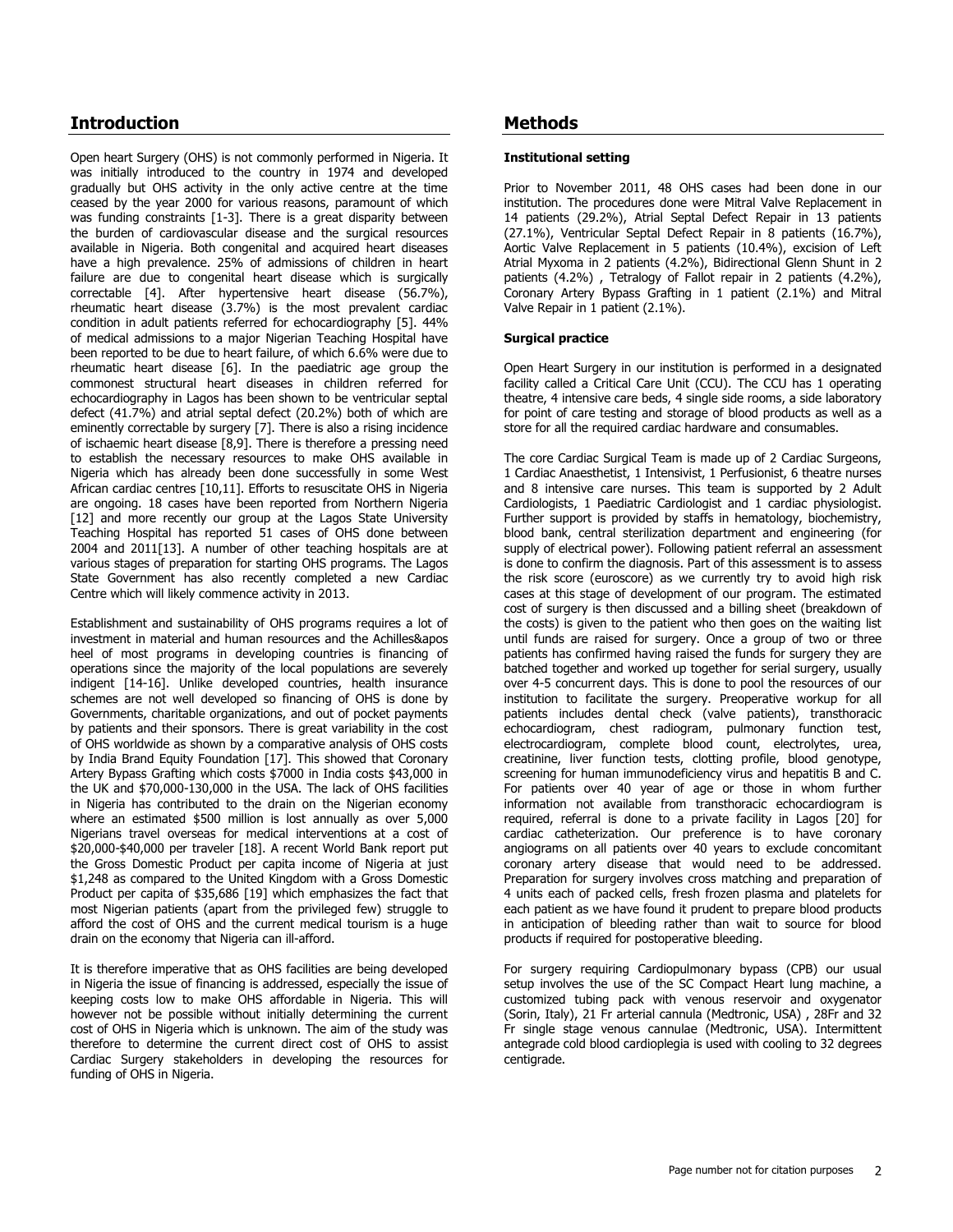## Introduction

Open heart Surgery (OHS) is not commonly performed in Nigeria. It was initially introduced to the country in 1974 and developed gradually but OHS activity in the only active centre at the time ceased by the year 2000 for various reasons, paramount of which was funding constraints [1-3]. There is a great disparity between the burden of cardiovascular disease and the surgical resources available in Nigeria. Both congenital and acquired heart diseases have a high prevalence. 25% of admissions of children in heart failure are due to congenital heart disease which is surgically correctable [4]. After hypertensive heart disease (56.7%), rheumatic heart disease (3.7%) is the most prevalent cardiac condition in adult patients referred for echocardiography [5]. 44% of medical admissions to a major Nigerian Teaching Hospital have been reported to be due to heart failure, of which 6.6% were due to rheumatic heart disease [6]. In the paediatric age group the commonest structural heart diseases in children referred for echocardiography in Lagos has been shown to be ventricular septal defect (41.7%) and atrial septal defect (20.2%) both of which are eminently correctable by surgery [7]. There is also a rising incidence of ischaemic heart disease [8,9]. There is therefore a pressing need to establish the necessary resources to make OHS available in Nigeria which has already been done successfully in some West African cardiac centres [10,11]. Efforts to resuscitate OHS in Nigeria are ongoing. 18 cases have been reported from Northern Nigeria [12] and more recently our group at the Lagos State University Teaching Hospital has reported 51 cases of OHS done between 2004 and 2011[13]. A number of other teaching hospitals are at various stages of preparation for starting OHS programs. The Lagos State Government has also recently completed a new Cardiac Centre which will likely commence activity in 2013.

Establishment and sustainability of OHS programs requires a lot of investment in material and human resources and the Achilles&apos heel of most programs in developing countries is financing of operations since the majority of the local populations are severely indigent [14-16]. Unlike developed countries, health insurance schemes are not well developed so financing of OHS is done by Governments, charitable organizations, and out of pocket payments by patients and their sponsors. There is great variability in the cost of OHS worldwide as shown by a comparative analysis of OHS costs by India Brand Equity Foundation [17]. This showed that Coronary Artery Bypass Grafting which costs $7000 in India costs $43,000 in the UK and $70,000-130,000 in the USA. The lack of OHS facilities in Nigeria has contributed to the drain on the Nigerian economy where an estimated $500 million is lost annually as over 5,000 Nigerians travel overseas for medical interventions at a cost of $20,000-$40,000 per traveler [18]. A recent World Bank report put the Gross Domestic Product per capita income of Nigeria at just $1,248 as compared to the United Kingdom with a Gross Domestic Product per capita of $35,686 [19] which emphasizes the fact that most Nigerian patients (apart from the privileged few) struggle to afford the cost of OHS and the current medical tourism is a huge drain on the economy that Nigeria can ill-afford.

It is therefore imperative that as OHS facilities are being developed in Nigeria the issue of financing is addressed, especially the issue of keeping costs low to make OHS affordable in Nigeria. This will however not be possible without initially determining the current cost of OHS in Nigeria which is unknown. The aim of the study was therefore to determine the current direct cost of OHS to assist Cardiac Surgery stakeholders in developing the resources for funding of OHS in Nigeria.

## Methods

### Institutional setting

Prior to November 2011, 48 OHS cases had been done in our institution. The procedures done were Mitral Valve Replacement in 14 patients (29.2%), Atrial Septal Defect Repair in 13 patients (27.1%), Ventricular Septal Defect Repair in 8 patients (16.7%), Aortic Valve Replacement in 5 patients (10.4%), excision of Left Atrial Myxoma in 2 patients (4.2%), Bidirectional Glenn Shunt in 2 patients (4.2%) , Tetralogy of Fallot repair in 2 patients (4.2%), Coronary Artery Bypass Grafting in 1 patient (2.1%) and Mitral Valve Repair in 1 patient (2.1%).

### Surgical practice

Open Heart Surgery in our institution is performed in a designated facility called a Critical Care Unit (CCU). The CCU has 1 operating theatre, 4 intensive care beds, 4 single side rooms, a side laboratory for point of care testing and storage of blood products as well as a store for all the required cardiac hardware and consumables.

The core Cardiac Surgical Team is made up of 2 Cardiac Surgeons, 1 Cardiac Anaesthetist, 1 Intensivist, 1 Perfusionist, 6 theatre nurses and 8 intensive care nurses. This team is supported by 2 Adult Cardiologists, 1 Paediatric Cardiologist and 1 cardiac physiologist. Further support is provided by staffs in hematology, biochemistry, blood bank, central sterilization department and engineering (for supply of electrical power). Following patient referral an assessment is done to confirm the diagnosis. Part of this assessment is to assess the risk score (euroscore) as we currently try to avoid high risk cases at this stage of development of our program. The estimated cost of surgery is then discussed and a billing sheet (breakdown of the costs) is given to the patient who then goes on the waiting list until funds are raised for surgery. Once a group of two or three patients has confirmed having raised the funds for surgery they are batched together and worked up together for serial surgery, usually over 4-5 concurrent days. This is done to pool the resources of our institution to facilitate the surgery. Preoperative workup for all patients includes dental check (valve patients), transthoracic echocardiogram, chest radiogram, pulmonary function test, electrocardiogram, complete blood count, electrolytes, urea, creatinine, liver function tests, clotting profile, blood genotype, screening for human immunodeficiency virus and hepatitis B and C. For patients over 40 year of age or those in whom further information not available from transthoracic echocardiogram is required, referral is done to a private facility in Lagos [20] for cardiac catheterization. Our preference is to have coronary angiograms on all patients over 40 years to exclude concomitant coronary artery disease that would need to be addressed. Preparation for surgery involves cross matching and preparation of 4 units each of packed cells, fresh frozen plasma and platelets for each patient as we have found it prudent to prepare blood products in anticipation of bleeding rather than wait to source for blood products if required for postoperative bleeding.

For surgery requiring Cardiopulmonary bypass (CPB) our usual setup involves the use of the SC Compact Heart lung machine, a customized tubing pack with venous reservoir and oxygenator (Sorin, Italy), 21 Fr arterial cannula (Medtronic, USA) , 28Fr and 32 Fr single stage venous cannulae (Medtronic, USA). Intermittent antegrade cold blood cardioplegia is used with cooling to 32 degrees centigrade.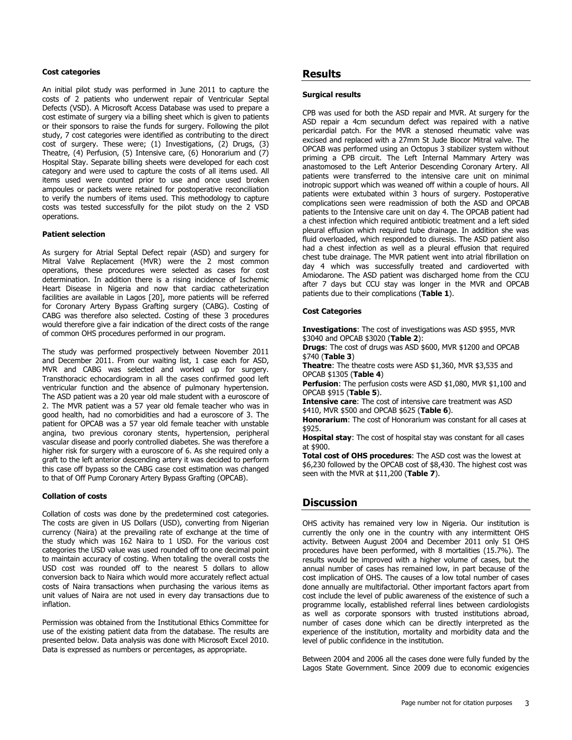#### Cost categories

An initial pilot study was performed in June 2011 to capture the costs of 2 patients who underwent repair of Ventricular Septal Defects (VSD). A Microsoft Access Database was used to prepare a cost estimate of surgery via a billing sheet which is given to patients or their sponsors to raise the funds for surgery. Following the pilot study, 7 cost categories were identified as contributing to the direct cost of surgery. These were; (1) Investigations, (2) Drugs, (3) Theatre, (4) Perfusion, (5) Intensive care, (6) Honorarium and (7) Hospital Stay. Separate billing sheets were developed for each cost category and were used to capture the costs of all items used. All items used were counted prior to use and once used broken ampoules or packets were retained for postoperative reconciliation to verify the numbers of items used. This methodology to capture costs was tested successfully for the pilot study on the 2 VSD operations.

#### Patient selection

As surgery for Atrial Septal Defect repair (ASD) and surgery for Mitral Valve Replacement (MVR) were the 2 most common operations, these procedures were selected as cases for cost determination. In addition there is a rising incidence of Ischemic Heart Disease in Nigeria and now that cardiac catheterization facilities are available in Lagos [20], more patients will be referred for Coronary Artery Bypass Grafting surgery (CABG). Costing of CABG was therefore also selected. Costing of these 3 procedures would therefore give a fair indication of the direct costs of the range of common OHS procedures performed in our program.

The study was performed prospectively between November 2011 and December 2011. From our waiting list, 1 case each for ASD, MVR and CABG was selected and worked up for surgery. Transthoracic echocardiogram in all the cases confirmed good left ventricular function and the absence of pulmonary hypertension. The ASD patient was a 20 year old male student with a euroscore of 2. The MVR patient was a 57 year old female teacher who was in good health, had no comorbidities and had a euroscore of 3. The patient for OPCAB was a 57 year old female teacher with unstable angina, two previous coronary stents, hypertension, peripheral vascular disease and poorly controlled diabetes. She was therefore a higher risk for surgery with a euroscore of 6. As she required only a graft to the left anterior descending artery it was decided to perform this case off bypass so the CABG case cost estimation was changed to that of Off Pump Coronary Artery Bypass Grafting (OPCAB).

#### Collation of costs

Collation of costs was done by the predetermined cost categories. The costs are given in US Dollars (USD), converting from Nigerian currency (Naira) at the prevailing rate of exchange at the time of the study which was 162 Naira to 1 USD. For the various cost categories the USD value was used rounded off to one decimal point to maintain accuracy of costing. When totaling the overall costs the USD cost was rounded off to the nearest 5 dollars to allow conversion back to Naira which would more accurately reflect actual costs of Naira transactions when purchasing the various items as unit values of Naira are not used in every day transactions due to inflation.

Permission was obtained from the Institutional Ethics Committee for use of the existing patient data from the database. The results are presented below. Data analysis was done with Microsoft Excel 2010. Data is expressed as numbers or percentages, as appropriate.

## Results

#### Surgical results

CPB was used for both the ASD repair and MVR. At surgery for the ASD repair a 4cm secundum defect was repaired with a native pericardial patch. For the MVR a stenosed rheumatic valve was excised and replaced with a 27mm St Jude Biocor Mitral valve. The OPCAB was performed using an Octopus 3 stabilizer system without priming a CPB circuit. The Left Internal Mammary Artery was anastomosed to the Left Anterior Descending Coronary Artery. All patients were transferred to the intensive care unit on minimal inotropic support which was weaned off within a couple of hours. All patients were extubated within 3 hours of surgery. Postoperative complications seen were readmission of both the ASD and OPCAB patients to the Intensive care unit on day 4. The OPCAB patient had a chest infection which required antibiotic treatment and a left sided pleural effusion which required tube drainage. In addition she was fluid overloaded, which responded to diuresis. The ASD patient also had a chest infection as well as a pleural effusion that required chest tube drainage. The MVR patient went into atrial fibrillation on day 4 which was successfully treated and cardioverted with Amiodarone. The ASD patient was discharged home from the CCU after 7 days but CCU stay was longer in the MVR and OPCAB patients due to their complications (**Table 1**).

#### Cost Categories

**Investigations**: The cost of investigations was ASD $955, MVR $3040 and OPCAB $3020 (**Table 2**):

**Drugs**: The cost of drugs was ASD $600, MVR $1200 and OPCAB $740 (**Table 3**)

**Theatre**: The theatre costs were ASD $1,360, MVR $3,535 and OPCAB $1305 (**Table 4**)

**Perfusion**: The perfusion costs were ASD $1,080, MVR $1,100 and OPCAB $915 (**Table 5**).

**Intensive care**: The cost of intensive care treatment was ASD $410, MVR $500 and OPCAB $625 (**Table 6**).

**Honorarium**: The cost of Honorarium was constant for all cases at $925.

**Hospital stay**: The cost of hospital stay was constant for all cases at $900.

**Total cost of OHS procedures**: The ASD cost was the lowest at $6,230 followed by the OPCAB cost of $8,430. The highest cost was seen with the MVR at $11,200 (**Table 7**).

## Discussion

OHS activity has remained very low in Nigeria. Our institution is currently the only one in the country with any intermittent OHS activity. Between August 2004 and December 2011 only 51 OHS procedures have been performed, with 8 mortalities (15.7%). The results would be improved with a higher volume of cases, but the annual number of cases has remained low, in part because of the cost implication of OHS. The causes of a low total number of cases done annually are multifactorial. Other important factors apart from cost include the level of public awareness of the existence of such a programme locally, established referral lines between cardiologists as well as corporate sponsors with trusted institutions abroad, number of cases done which can be directly interpreted as the experience of the institution, mortality and morbidity data and the level of public confidence in the institution.

Between 2004 and 2006 all the cases done were fully funded by the Lagos State Government. Since 2009 due to economic exigencies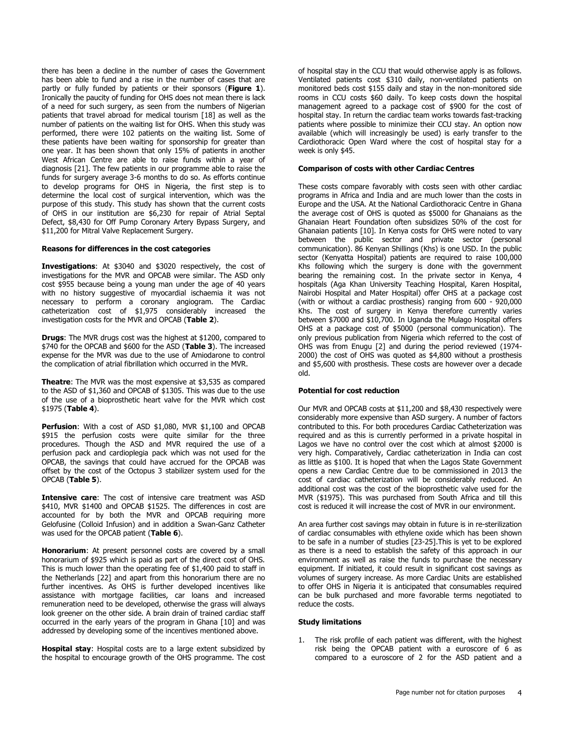there has been a decline in the number of cases the Government has been able to fund and a rise in the number of cases that are partly or fully funded by patients or their sponsors (**Figure 1**). Ironically the paucity of funding for OHS does not mean there is lack of a need for such surgery, as seen from the numbers of Nigerian patients that travel abroad for medical tourism [18] as well as the number of patients on the waiting list for OHS. When this study was performed, there were 102 patients on the waiting list. Some of these patients have been waiting for sponsorship for greater than one year. It has been shown that only 15% of patients in another West African Centre are able to raise funds within a year of diagnosis [21]. The few patients in our programme able to raise the funds for surgery average 3-6 months to do so. As efforts continue to develop programs for OHS in Nigeria, the first step is to determine the local cost of surgical intervention, which was the purpose of this study. This study has shown that the current costs of OHS in our institution are $6,230 for repair of Atrial Septal Defect, $8,430 for Off Pump Coronary Artery Bypass Surgery, and $11,200 for Mitral Valve Replacement Surgery.

**Reasons for differences in the cost categories**

**Investigations**: At $3040 and $3020 respectively, the cost of investigations for the MVR and OPCAB were similar. The ASD only cost $955 because being a young man under the age of 40 years with no history suggestive of myocardial ischaemia it was not necessary to perform a coronary angiogram. The Cardiac catheterization cost of $1,975 considerably increased the investigation costs for the MVR and OPCAB (**Table 2**).

**Drugs**: The MVR drugs cost was the highest at $1200, compared to $740 for the OPCAB and $600 for the ASD (**Table 3**). The increased expense for the MVR was due to the use of Amiodarone to control the complication of atrial fibrillation which occurred in the MVR.

**Theatre**: The MVR was the most expensive at $3,535 as compared to the ASD of $1,360 and OPCAB of $1305. This was due to the use of the use of a bioprosthetic heart valve for the MVR which cost $1975 (**Table 4**).

**Perfusion**: With a cost of ASD $1,080, MVR $1,100 and OPCAB $915 the perfusion costs were quite similar for the three procedures. Though the ASD and MVR required the use of a perfusion pack and cardioplegia pack which was not used for the OPCAB, the savings that could have accrued for the OPCAB was offset by the cost of the Octopus 3 stabilizer system used for the OPCAB (**Table 5**).

**Intensive care**: The cost of intensive care treatment was ASD $410, MVR $1400 and OPCAB $1525. The differences in cost are accounted for by both the MVR and OPCAB requiring more Gelofusine (Colloid Infusion) and in addition a Swan-Ganz Catheter was used for the OPCAB patient (**Table 6**).

**Honorarium**: At present personnel costs are covered by a small honorarium of $925 which is paid as part of the direct cost of OHS. This is much lower than the operating fee of $1,400 paid to staff in the Netherlands [22] and apart from this honorarium there are no further incentives. As OHS is further developed incentives like assistance with mortgage facilities, car loans and increased remuneration need to be developed, otherwise the grass will always look greener on the other side. A brain drain of trained cardiac staff occurred in the early years of the program in Ghana [10] and was addressed by developing some of the incentives mentioned above.

**Hospital stay**: Hospital costs are to a large extent subsidized by the hospital to encourage growth of the OHS programme. The cost of hospital stay in the CCU that would otherwise apply is as follows. Ventilated patients cost $310 daily, non-ventilated patients on monitored beds cost $155 daily and stay in the non-monitored side rooms in CCU costs $60 daily. To keep costs down the hospital management agreed to a package cost of $900 for the cost of hospital stay. In return the cardiac team works towards fast-tracking patients where possible to minimize their CCU stay. An option now available (which will increasingly be used) is early transfer to the Cardiothoracic Open Ward where the cost of hospital stay for a week is only $45.

**Comparison of costs with other Cardiac Centres**

These costs compare favorably with costs seen with other cardiac programs in Africa and India and are much lower than the costs in Europe and the USA. At the National Cardiothoracic Centre in Ghana the average cost of OHS is quoted as $5000 for Ghanaians as the Ghanaian Heart Foundation often subsidizes 50% of the cost for Ghanaian patients [10]. In Kenya costs for OHS were noted to vary between the public sector and private sector (personal communication). 86 Kenyan Shillings (Khs) is one USD. In the public sector (Kenyatta Hospital) patients are required to raise 100,000 Khs following which the surgery is done with the government bearing the remaining cost. In the private sector in Kenya, 4 hospitals (Aga Khan University Teaching Hospital, Karen Hospital, Nairobi Hospital and Mater Hospital) offer OHS at a package cost (with or without a cardiac prosthesis) ranging from 600 - 920,000 Khs. The cost of surgery in Kenya therefore currently varies between $7000 and $10,700. In Uganda the Mulago Hospital offers OHS at a package cost of $5000 (personal communication). The only previous publication from Nigeria which referred to the cost of OHS was from Enugu [2] and during the period reviewed (1974-2000) the cost of OHS was quoted as $4,800 without a prosthesis and $5,600 with prosthesis. These costs are however over a decade old.

**Potential for cost reduction**

Our MVR and OPCAB costs at $11,200 and $8,430 respectively were considerably more expensive than ASD surgery. A number of factors contributed to this. For both procedures Cardiac Catheterization was required and as this is currently performed in a private hospital in Lagos we have no control over the cost which at almost $2000 is very high. Comparatively, Cardiac catheterization in India can cost as little as $100. It is hoped that when the Lagos State Government opens a new Cardiac Centre due to be commissioned in 2013 the cost of cardiac catheterization will be considerably reduced. An additional cost was the cost of the bioprosthetic valve used for the MVR ($1975). This was purchased from South Africa and till this cost is reduced it will increase the cost of MVR in our environment.

An area further cost savings may obtain in future is in re-sterilization of cardiac consumables with ethylene oxide which has been shown to be safe in a number of studies [23-25].This is yet to be explored as there is a need to establish the safety of this approach in our environment as well as raise the funds to purchase the necessary equipment. If initiated, it could result in significant cost savings as volumes of surgery increase. As more Cardiac Units are established to offer OHS in Nigeria it is anticipated that consumables required can be bulk purchased and more favorable terms negotiated to reduce the costs.

**Study limitations**

1. The risk profile of each patient was different, with the highest risk being the OPCAB patient with a euroscore of 6 as compared to a euroscore of 2 for the ASD patient and a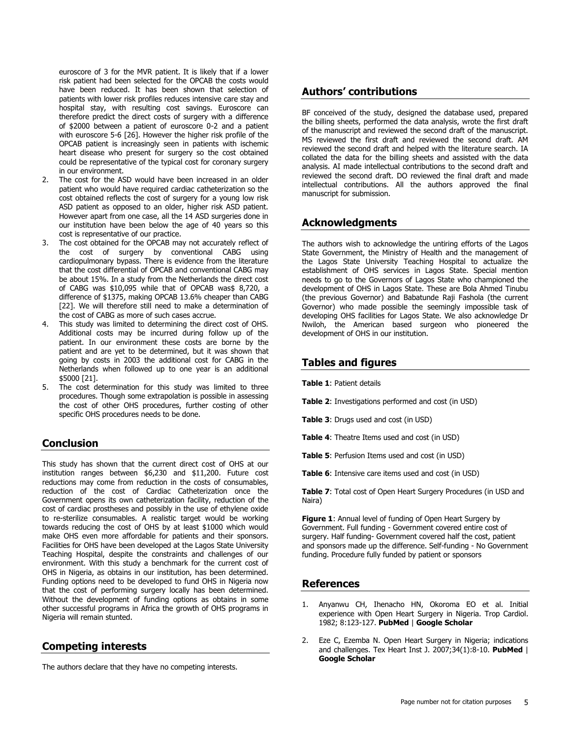euroscore of 3 for the MVR patient. It is likely that if a lower risk patient had been selected for the OPCAB the costs would have been reduced. It has been shown that selection of patients with lower risk profiles reduces intensive care stay and hospital stay, with resulting cost savings. Euroscore can therefore predict the direct costs of surgery with a difference of $2000 between a patient of euroscore 0-2 and a patient with euroscore 5-6 [26]. However the higher risk profile of the OPCAB patient is increasingly seen in patients with ischemic heart disease who present for surgery so the cost obtained could be representative of the typical cost for coronary surgery in our environment.

2. The cost for the ASD would have been increased in an older patient who would have required cardiac catheterization so the cost obtained reflects the cost of surgery for a young low risk ASD patient as opposed to an older, higher risk ASD patient. However apart from one case, all the 14 ASD surgeries done in our institution have been below the age of 40 years so this cost is representative of our practice.
3. The cost obtained for the OPCAB may not accurately reflect of the cost of surgery by conventional CABG using cardiopulmonary bypass. There is evidence from the literature that the cost differential of OPCAB and conventional CABG may be about 15%. In a study from the Netherlands the direct cost of CABG was $10,095 while that of OPCAB was$ 8,720, a difference of $1375, making OPCAB 13.6% cheaper than CABG [22]. We will therefore still need to make a determination of the cost of CABG as more of such cases accrue.
4. This study was limited to determining the direct cost of OHS. Additional costs may be incurred during follow up of the patient. In our environment these costs are borne by the patient and are yet to be determined, but it was shown that going by costs in 2003 the additional cost for CABG in the Netherlands when followed up to one year is an additional $5000 [21].
5. The cost determination for this study was limited to three procedures. Though some extrapolation is possible in assessing the cost of other OHS procedures, further costing of other specific OHS procedures needs to be done.

## Conclusion

This study has shown that the current direct cost of OHS at our institution ranges between $6,230 and $11,200. Future cost reductions may come from reduction in the costs of consumables, reduction of the cost of Cardiac Catheterization once the Government opens its own catheterization facility, reduction of the cost of cardiac prostheses and possibly in the use of ethylene oxide to re-sterilize consumables. A realistic target would be working towards reducing the cost of OHS by at least $1000 which would make OHS even more affordable for patients and their sponsors. Facilities for OHS have been developed at the Lagos State University Teaching Hospital, despite the constraints and challenges of our environment. With this study a benchmark for the current cost of OHS in Nigeria, as obtains in our institution, has been determined. Funding options need to be developed to fund OHS in Nigeria now that the cost of performing surgery locally has been determined. Without the development of funding options as obtains in some other successful programs in Africa the growth of OHS programs in Nigeria will remain stunted.

## Competing interests

The authors declare that they have no competing interests.

## Authors' contributions

BF conceived of the study, designed the database used, prepared the billing sheets, performed the data analysis, wrote the first draft of the manuscript and reviewed the second draft of the manuscript. MS reviewed the first draft and reviewed the second draft. AM reviewed the second draft and helped with the literature search. IA collated the data for the billing sheets and assisted with the data analysis. AI made intellectual contributions to the second draft and reviewed the second draft. DO reviewed the final draft and made intellectual contributions. All the authors approved the final manuscript for submission.

## Acknowledgments

The authors wish to acknowledge the untiring efforts of the Lagos State Government, the Ministry of Health and the management of the Lagos State University Teaching Hospital to actualize the establishment of OHS services in Lagos State. Special mention needs to go to the Governors of Lagos State who championed the development of OHS in Lagos State. These are Bola Ahmed Tinubu (the previous Governor) and Babatunde Raji Fashola (the current Governor) who made possible the seemingly impossible task of developing OHS facilities for Lagos State. We also acknowledge Dr Nwiloh, the American based surgeon who pioneered the development of OHS in our institution.

## Tables and figures

**Table 1**: Patient details

**Table 2**: Investigations performed and cost (in USD)

**Table 3**: Drugs used and cost (in USD)

**Table 4**: Theatre Items used and cost (in USD)

**Table 5**: Perfusion Items used and cost (in USD)

**Table 6**: Intensive care items used and cost (in USD)

**Table 7**: Total cost of Open Heart Surgery Procedures (in USD and Naira)

**Figure 1**: Annual level of funding of Open Heart Surgery by Government. Full funding - Government covered entire cost of surgery. Half funding- Government covered half the cost, patient and sponsors made up the difference. Self-funding - No Government funding. Procedure fully funded by patient or sponsors

## References

1. Anyanwu CH, Ihenacho HN, Okoroma EO et al. Initial experience with Open Heart Surgery in Nigeria. Trop Cardiol. 1982; 8:123-127. **PubMed** | **Google Scholar**
2. Eze C, Ezemba N. Open Heart Surgery in Nigeria; indications and challenges. Tex Heart Inst J. 2007;34(1):8-10. **PubMed** | **Google Scholar**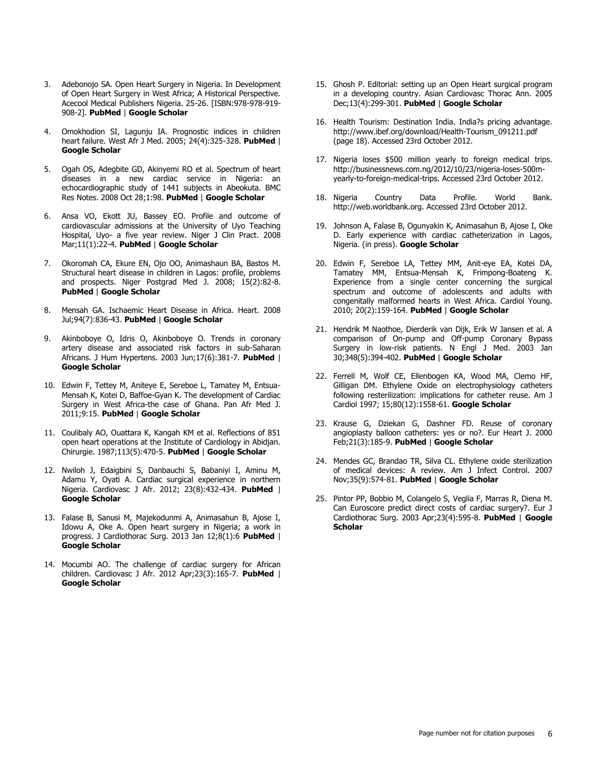3. Adebonojo SA. Open Heart Surgery in Nigeria. In Development of Open Heart Surgery in West Africa; A Historical Perspective. Acecool Medical Publishers Nigeria. 25-26. [ISBN:978-978-919-908-2]. **PubMed** | **Google Scholar**

4. Omokhodion SI, Lagunju IA. Prognostic indices in children heart failure. West Afr J Med. 2005; 24(4):325-328. **PubMed** | **Google Scholar**

5. Ogah OS, Adegbite GD, Akinyemi RO et al. Spectrum of heart diseases in a new cardiac service in Nigeria: an echocardiographic study of 1441 subjects in Abeokuta. BMC Res Notes. 2008 Oct 28;1:98. **PubMed** | **Google Scholar**

6. Ansa VO, Ekott JU, Bassey EO. Profile and outcome of cardiovascular admissions at the University of Uyo Teaching Hospital, Uyo- a five year review. Niger J Clin Pract. 2008 Mar;11(1):22-4. **PubMed** | **Google Scholar**

7. Okoromah CA, Ekure EN, Ojo OO, Animashaun BA, Bastos M. Structural heart disease in children in Lagos: profile, problems and prospects. Niger Postgrad Med J. 2008; 15(2):82-8. **PubMed** | **Google Scholar**

8. Mensah GA. Ischaemic Heart Disease in Africa. Heart. 2008 Jul;94(7):836-43. **PubMed** | **Google Scholar**

9. Akinboboye O, Idris O, Akinboboye O. Trends in coronary artery disease and associated risk factors in sub-Saharan Africans. J Hum Hypertens. 2003 Jun;17(6):381-7. **PubMed** | **Google Scholar**

10. Edwin F, Tettey M, Aniteye E, Sereboe L, Tamatey M, Entsua-Mensah K, Kotei D, Baffoe-Gyan K. The development of Cardiac Surgery in West Africa-the case of Ghana. Pan Afr Med J. 2011;9:15. **PubMed** | **Google Scholar**

11. Coulibaly AO, Ouattara K, Kangah KM et al. Reflections of 851 open heart operations at the Institute of Cardiology in Abidjan. Chirurgie. 1987;113(5):470-5. **PubMed** | **Google Scholar**

12. Nwiloh J, Edaigbini S, Danbauchi S, Babaniyi I, Aminu M, Adamu Y, Oyati A. Cardiac surgical experience in northern Nigeria. Cardiovasc J Afr. 2012; 23(8):432-434. **PubMed** | **Google Scholar**

13. Falase B, Sanusi M, Majekodunmi A, Animasahun B, Ajose I, Idowu A, Oke A. Open heart surgery in Nigeria; a work in progress. J Cardiothorac Surg. 2013 Jan 12;8(1):6 **PubMed** | **Google Scholar**

14. Mocumbi AO. The challenge of cardiac surgery for African children. Cardiovasc J Afr. 2012 Apr;23(3):165-7. **PubMed** | **Google Scholar**

15. Ghosh P. Editorial: setting up an Open Heart surgical program in a developing country. Asian Cardiovasc Thorac Ann. 2005 Dec;13(4):299-301. **PubMed** | **Google Scholar**

16. Health Tourism: Destination India. India?s pricing advantage. http://www.ibef.org/download/Health-Tourism_091211.pdf (page 18). Accessed 23rd October 2012.

17. Nigeria loses $500 million yearly to foreign medical trips. http://businessnews.com.ng/2012/10/23/nigeria-loses-500m-yearly-to-foreign-medical-trips. Accessed 23rd October 2012.

18. Nigeria Country Data Profile. World Bank. http://web.worldbank.org. Accessed 23rd October 2012.

19. Johnson A, Falase B, Ogunyakin K, Animasahun B, Ajose I, Oke D. Early experience with cardiac catheterization in Lagos, Nigeria. (in press). **Google Scholar**

20. Edwin F, Sereboe LA, Tettey MM, Anit-eye EA, Kotei DA, Tamatey MM, Entsua-Mensah K, Frimpong-Boateng K. Experience from a single center concerning the surgical spectrum and outcome of adolescents and adults with congenitally malformed hearts in West Africa. Cardiol Young. 2010; 20(2):159-164. **PubMed** | **Google Scholar**

21. Hendrik M Naothoe, Dierderik van Dijk, Erik W Jansen et al. A comparison of On-pump and Off-pump Coronary Bypass Surgery in low-risk patients. N Engl J Med. 2003 Jan 30;348(5):394-402. **PubMed** | **Google Scholar**

22. Ferrell M, Wolf CE, Ellenbogen KA, Wood MA, Clemo HF, Gilligan DM. Ethylene Oxide on electrophysiology catheters following resterilization: implications for catheter reuse. Am J Cardiol 1997; 15;80(12):1558-61. **Google Scholar**

23. Krause G, Dziekan G, Dashner FD. Reuse of coronary angioplasty balloon catheters: yes or no?. Eur Heart J. 2000 Feb;21(3):185-9. **PubMed** | **Google Scholar**

24. Mendes GC, Brandao TR, Silva CL. Ethylene oxide sterilization of medical devices: A review. Am J Infect Control. 2007 Nov;35(9):574-81. **PubMed** | **Google Scholar**

25. Pintor PP, Bobbio M, Colangelo S, Veglia F, Marras R, Diena M. Can Euroscore predict direct costs of cardiac surgery?. Eur J Cardiothorac Surg. 2003 Apr;23(4):595-8. **PubMed** | **Google Scholar**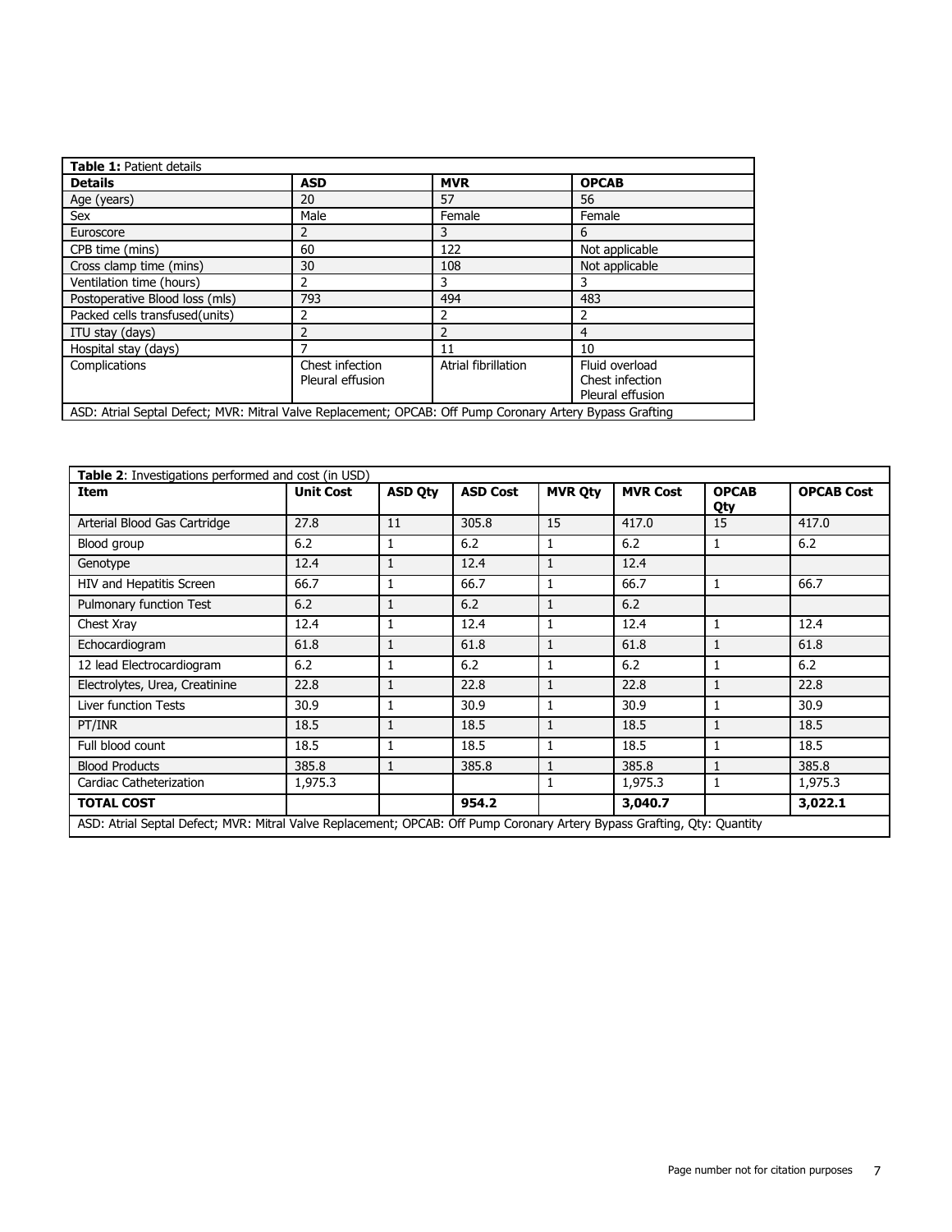| **Table 1:** Patient details | | | |
|---|---|---|---|
| **Details** | **ASD** | **MVR** | **OPCAB** |
| Age (years) | 20 | 57 | 56 |
| Sex | Male | Female | Female |
| Euroscore | 2 | 3 | 6 |
| CPB time (mins) | 60 | 122 | Not applicable |
| Cross clamp time (mins) | 30 | 108 | Not applicable |
| Ventilation time (hours) | 2 | 3 | 3 |
| Postoperative Blood loss (mls) | 793 | 494 | 483 |
| Packed cells transfused(units) | 2 | 2 | 2 |
| ITU stay (days) | 2 | 2 | 4 |
| Hospital stay (days) | 7 | 11 | 10 |
| Complications | Chest infection<br>Pleural effusion | Atrial fibrillation | Fluid overload<br>Chest infection<br>Pleural effusion |

ASD: Atrial Septal Defect; MVR: Mitral Valve Replacement; OPCAB: Off Pump Coronary Artery Bypass Grafting

| **Table 2**: Investigations performed and cost (in USD) | | | | | | | |
|---|---|---|---|---|---|---|---|
| **Item** | **Unit Cost** | **ASD Qty** | **ASD Cost** | **MVR Qty** | **MVR Cost** | **OPCAB Qty** | **OPCAB Cost** |
| Arterial Blood Gas Cartridge | 27.8 | 11 | 305.8 | 15 | 417.0 | 15 | 417.0 |
| Blood group | 6.2 | 1 | 6.2 | 1 | 6.2 | 1 | 6.2 |
| Genotype | 12.4 | 1 | 12.4 | 1 | 12.4 | | |
| HIV and Hepatitis Screen | 66.7 | 1 | 66.7 | 1 | 66.7 | 1 | 66.7 |
| Pulmonary function Test | 6.2 | 1 | 6.2 | 1 | 6.2 | | |
| Chest Xray | 12.4 | 1 | 12.4 | 1 | 12.4 | 1 | 12.4 |
| Echocardiogram | 61.8 | 1 | 61.8 | 1 | 61.8 | 1 | 61.8 |
| 12 lead Electrocardiogram | 6.2 | 1 | 6.2 | 1 | 6.2 | 1 | 6.2 |
| Electrolytes, Urea, Creatinine | 22.8 | 1 | 22.8 | 1 | 22.8 | 1 | 22.8 |
| Liver function Tests | 30.9 | 1 | 30.9 | 1 | 30.9 | 1 | 30.9 |
| PT/INR | 18.5 | 1 | 18.5 | 1 | 18.5 | 1 | 18.5 |
| Full blood count | 18.5 | 1 | 18.5 | 1 | 18.5 | 1 | 18.5 |
| Blood Products | 385.8 | 1 | 385.8 | 1 | 385.8 | 1 | 385.8 |
| Cardiac Catheterization | 1,975.3 | | | 1 | 1,975.3 | 1 | 1,975.3 |
| **TOTAL COST** | | | **954.2** | | **3,040.7** | | **3,022.1** |

ASD: Atrial Septal Defect; MVR: Mitral Valve Replacement; OPCAB: Off Pump Coronary Artery Bypass Grafting, Qty: Quantity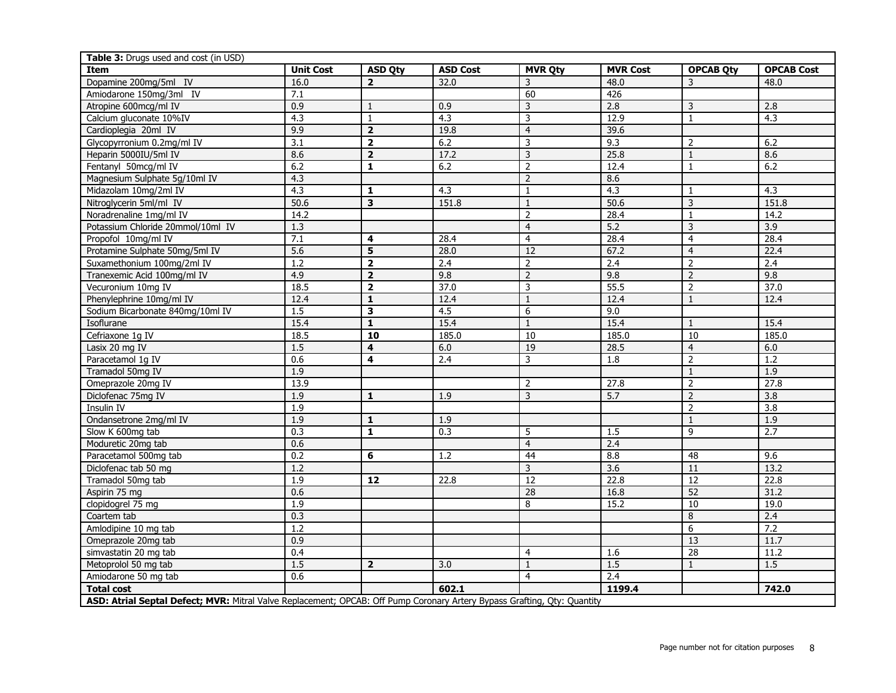**Table 3:** Drugs used and cost (in USD)

| Item | Unit Cost | ASD Qty | ASD Cost | MVR Qty | MVR Cost | OPCAB Qty | OPCAB Cost |
|---|---|---|---|---|---|---|---|
| Dopamine 200mg/5ml IV | 16.0 | **2** | 32.0 | 3 | 48.0 | 3 | 48.0 |
| Amiodarone 150mg/3ml IV | 7.1 | | | 60 | 426 | | |
| Atropine 600mcg/ml IV | 0.9 | 1 | 0.9 | 3 | 2.8 | 3 | 2.8 |
| Calcium gluconate 10%IV | 4.3 | 1 | 4.3 | 3 | 12.9 | 1 | 4.3 |
| Cardioplegia 20ml IV | 9.9 | **2** | 19.8 | 4 | 39.6 | | |
| Glycopyrronium 0.2mg/ml IV | 3.1 | **2** | 6.2 | 3 | 9.3 | 2 | 6.2 |
| Heparin 5000IU/5ml IV | 8.6 | **2** | 17.2 | 3 | 25.8 | 1 | 8.6 |
| Fentanyl 50mcg/ml IV | 6.2 | **1** | 6.2 | 2 | 12.4 | 1 | 6.2 |
| Magnesium Sulphate 5g/10ml IV | 4.3 | | | 2 | 8.6 | | |
| Midazolam 10mg/2ml IV | 4.3 | **1** | 4.3 | 1 | 4.3 | 1 | 4.3 |
| Nitroglycerin 5ml/ml IV | 50.6 | **3** | 151.8 | 1 | 50.6 | 3 | 151.8 |
| Noradrenaline 1mg/ml IV | 14.2 | | | 2 | 28.4 | 1 | 14.2 |
| Potassium Chloride 20mmol/10ml IV | 1.3 | | | 4 | 5.2 | 3 | 3.9 |
| Propofol 10mg/ml IV | 7.1 | **4** | 28.4 | 4 | 28.4 | 4 | 28.4 |
| Protamine Sulphate 50mg/5ml IV | 5.6 | **5** | 28.0 | 12 | 67.2 | 4 | 22.4 |
| Suxamethonium 100mg/2ml IV | 1.2 | **2** | 2.4 | 2 | 2.4 | 2 | 2.4 |
| Tranexemic Acid 100mg/ml IV | 4.9 | **2** | 9.8 | 2 | 9.8 | 2 | 9.8 |
| Vecuronium 10mg IV | 18.5 | **2** | 37.0 | 3 | 55.5 | 2 | 37.0 |
| Phenylephrine 10mg/ml IV | 12.4 | **1** | 12.4 | 1 | 12.4 | 1 | 12.4 |
| Sodium Bicarbonate 840mg/10ml IV | 1.5 | **3** | 4.5 | 6 | 9.0 | | |
| Isoflurane | 15.4 | **1** | 15.4 | 1 | 15.4 | 1 | 15.4 |
| Cefriaxone 1g IV | 18.5 | **10** | 185.0 | 10 | 185.0 | 10 | 185.0 |
| Lasix 20 mg IV | 1.5 | **4** | 6.0 | 19 | 28.5 | 4 | 6.0 |
| Paracetamol 1g IV | 0.6 | **4** | 2.4 | 3 | 1.8 | 2 | 1.2 |
| Tramadol 50mg IV | 1.9 | | | | | 1 | 1.9 |
| Omeprazole 20mg IV | 13.9 | | | 2 | 27.8 | 2 | 27.8 |
| Diclofenac 75mg IV | 1.9 | **1** | 1.9 | 3 | 5.7 | 2 | 3.8 |
| Insulin IV | 1.9 | | | | | 2 | 3.8 |
| Ondansetrone 2mg/ml IV | 1.9 | **1** | 1.9 | | | 1 | 1.9 |
| Slow K 600mg tab | 0.3 | **1** | 0.3 | 5 | 1.5 | 9 | 2.7 |
| Moduretic 20mg tab | 0.6 | | | 4 | 2.4 | | |
| Paracetamol 500mg tab | 0.2 | **6** | 1.2 | 44 | 8.8 | 48 | 9.6 |
| Diclofenac tab 50 mg | 1.2 | | | 3 | 3.6 | 11 | 13.2 |
| Tramadol 50mg tab | 1.9 | **12** | 22.8 | 12 | 22.8 | 12 | 22.8 |
| Aspirin 75 mg | 0.6 | | | 28 | 16.8 | 52 | 31.2 |
| clopidogrel 75 mg | 1.9 | | | 8 | 15.2 | 10 | 19.0 |
| Coartem tab | 0.3 | | | | | 8 | 2.4 |
| Amlodipine 10 mg tab | 1.2 | | | | | 6 | 7.2 |
| Omeprazole 20mg tab | 0.9 | | | | | 13 | 11.7 |
| simvastatin 20 mg tab | 0.4 | | | 4 | 1.6 | 28 | 11.2 |
| Metoprolol 50 mg tab | 1.5 | **2** | 3.0 | 1 | 1.5 | 1 | 1.5 |
| Amiodarone 50 mg tab | 0.6 | | | 4 | 2.4 | | |
| **Total cost** | | | **602.1** | | **1199.4** | | **742.0** |

**ASD: Atrial Septal Defect; MVR:** Mitral Valve Replacement; OPCAB: Off Pump Coronary Artery Bypass Grafting, Qty: Quantity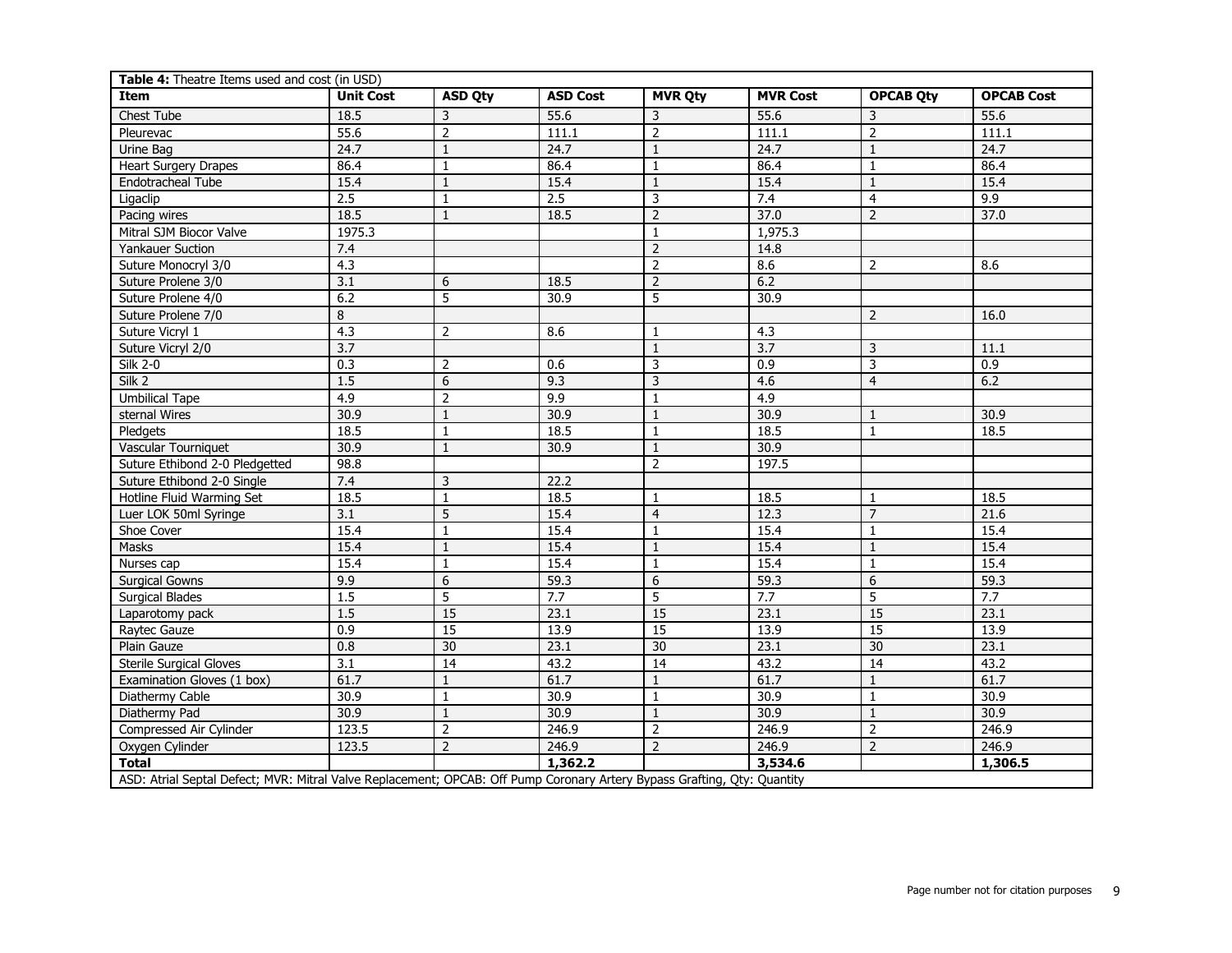**Table 4:** Theatre Items used and cost (in USD)

| Item | Unit Cost | ASD Qty | ASD Cost | MVR Qty | MVR Cost | OPCAB Qty | OPCAB Cost |
|---|---|---|---|---|---|---|---|
| Chest Tube | 18.5 | 3 | 55.6 | 3 | 55.6 | 3 | 55.6 |
| Pleurevac | 55.6 | 2 | 111.1 | 2 | 111.1 | 2 | 111.1 |
| Urine Bag | 24.7 | 1 | 24.7 | 1 | 24.7 | 1 | 24.7 |
| Heart Surgery Drapes | 86.4 | 1 | 86.4 | 1 | 86.4 | 1 | 86.4 |
| Endotracheal Tube | 15.4 | 1 | 15.4 | 1 | 15.4 | 1 | 15.4 |
| Ligaclip | 2.5 | 1 | 2.5 | 3 | 7.4 | 4 | 9.9 |
| Pacing wires | 18.5 | 1 | 18.5 | 2 | 37.0 | 2 | 37.0 |
| Mitral SJM Biocor Valve | 1975.3 | | | 1 | 1,975.3 | | |
| Yankauer Suction | 7.4 | | | 2 | 14.8 | | |
| Suture Monocryl 3/0 | 4.3 | | | 2 | 8.6 | 2 | 8.6 |
| Suture Prolene 3/0 | 3.1 | 6 | 18.5 | 2 | 6.2 | | |
| Suture Prolene 4/0 | 6.2 | 5 | 30.9 | 5 | 30.9 | | |
| Suture Prolene 7/0 | 8 | | | | | 2 | 16.0 |
| Suture Vicryl 1 | 4.3 | 2 | 8.6 | 1 | 4.3 | | |
| Suture Vicryl 2/0 | 3.7 | | | 1 | 3.7 | 3 | 11.1 |
| Silk 2-0 | 0.3 | 2 | 0.6 | 3 | 0.9 | 3 | 0.9 |
| Silk 2 | 1.5 | 6 | 9.3 | 3 | 4.6 | 4 | 6.2 |
| Umbilical Tape | 4.9 | 2 | 9.9 | 1 | 4.9 | | |
| sternal Wires | 30.9 | 1 | 30.9 | 1 | 30.9 | 1 | 30.9 |
| Pledgets | 18.5 | 1 | 18.5 | 1 | 18.5 | 1 | 18.5 |
| Vascular Tourniquet | 30.9 | 1 | 30.9 | 1 | 30.9 | | |
| Suture Ethibond 2-0 Pledgetted | 98.8 | | | 2 | 197.5 | | |
| Suture Ethibond 2-0 Single | 7.4 | 3 | 22.2 | | | | |
| Hotline Fluid Warming Set | 18.5 | 1 | 18.5 | 1 | 18.5 | 1 | 18.5 |
| Luer LOK 50ml Syringe | 3.1 | 5 | 15.4 | 4 | 12.3 | 7 | 21.6 |
| Shoe Cover | 15.4 | 1 | 15.4 | 1 | 15.4 | 1 | 15.4 |
| Masks | 15.4 | 1 | 15.4 | 1 | 15.4 | 1 | 15.4 |
| Nurses cap | 15.4 | 1 | 15.4 | 1 | 15.4 | 1 | 15.4 |
| Surgical Gowns | 9.9 | 6 | 59.3 | 6 | 59.3 | 6 | 59.3 |
| Surgical Blades | 1.5 | 5 | 7.7 | 5 | 7.7 | 5 | 7.7 |
| Laparotomy pack | 1.5 | 15 | 23.1 | 15 | 23.1 | 15 | 23.1 |
| Raytec Gauze | 0.9 | 15 | 13.9 | 15 | 13.9 | 15 | 13.9 |
| Plain Gauze | 0.8 | 30 | 23.1 | 30 | 23.1 | 30 | 23.1 |
| Sterile Surgical Gloves | 3.1 | 14 | 43.2 | 14 | 43.2 | 14 | 43.2 |
| Examination Gloves (1 box) | 61.7 | 1 | 61.7 | 1 | 61.7 | 1 | 61.7 |
| Diathermy Cable | 30.9 | 1 | 30.9 | 1 | 30.9 | 1 | 30.9 |
| Diathermy Pad | 30.9 | 1 | 30.9 | 1 | 30.9 | 1 | 30.9 |
| Compressed Air Cylinder | 123.5 | 2 | 246.9 | 2 | 246.9 | 2 | 246.9 |
| Oxygen Cylinder | 123.5 | 2 | 246.9 | 2 | 246.9 | 2 | 246.9 |
| **Total** | | | **1,362.2** | | **3,534.6** | | **1,306.5** |

ASD: Atrial Septal Defect; MVR: Mitral Valve Replacement; OPCAB: Off Pump Coronary Artery Bypass Grafting, Qty: Quantity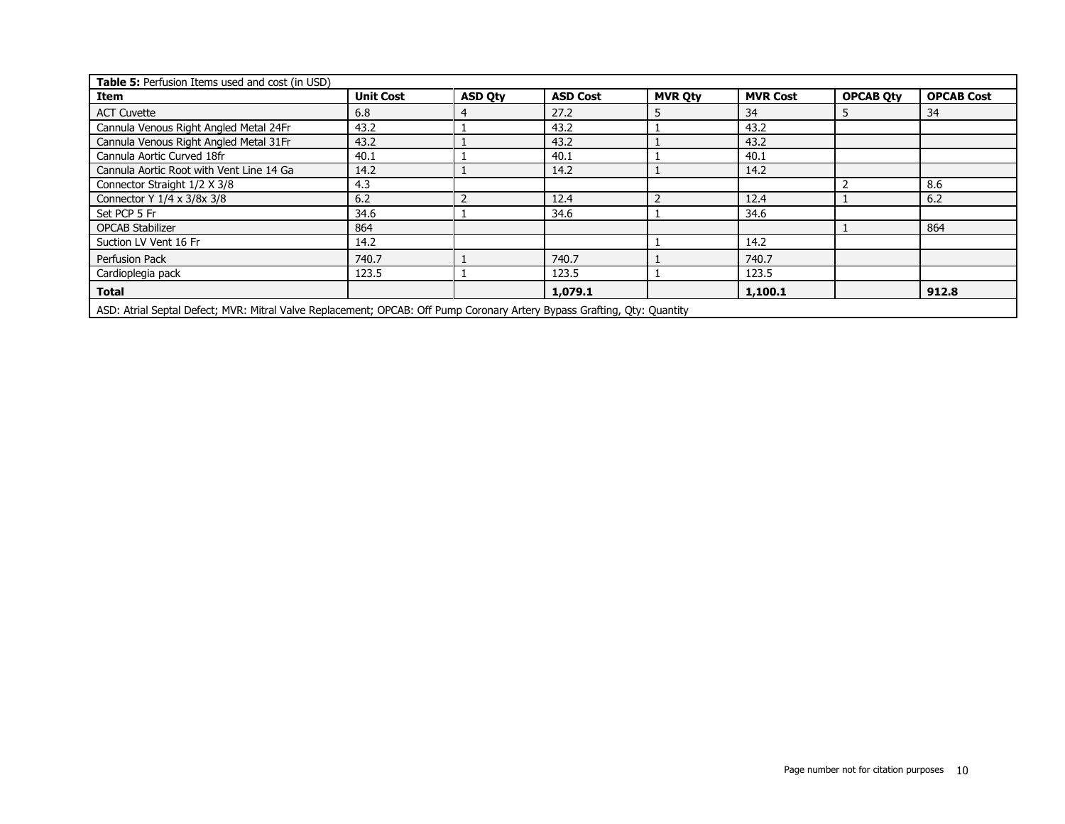**Table 5:** Perfusion Items used and cost (in USD)

| Item | Unit Cost | ASD Qty | ASD Cost | MVR Qty | MVR Cost | OPCAB Qty | OPCAB Cost |
|---|---|---|---|---|---|---|---|
| ACT Cuvette | 6.8 | 4 | 27.2 | 5 | 34 | 5 | 34 |
| Cannula Venous Right Angled Metal 24Fr | 43.2 | 1 | 43.2 | 1 | 43.2 | | |
| Cannula Venous Right Angled Metal 31Fr | 43.2 | 1 | 43.2 | 1 | 43.2 | | |
| Cannula Aortic Curved 18fr | 40.1 | 1 | 40.1 | 1 | 40.1 | | |
| Cannula Aortic Root with Vent Line 14 Ga | 14.2 | 1 | 14.2 | 1 | 14.2 | | |
| Connector Straight 1/2 X 3/8 | 4.3 | | | | | 2 | 8.6 |
| Connector Y 1/4 x 3/8x 3/8 | 6.2 | 2 | 12.4 | 2 | 12.4 | 1 | 6.2 |
| Set PCP 5 Fr | 34.6 | 1 | 34.6 | 1 | 34.6 | | |
| OPCAB Stabilizer | 864 | | | | | 1 | 864 |
| Suction LV Vent 16 Fr | 14.2 | | | 1 | 14.2 | | |
| Perfusion Pack | 740.7 | 1 | 740.7 | 1 | 740.7 | | |
| Cardioplegia pack | 123.5 | 1 | 123.5 | 1 | 123.5 | | |
| **Total** | | | **1,079.1** | | **1,100.1** | | **912.8** |

ASD: Atrial Septal Defect; MVR: Mitral Valve Replacement; OPCAB: Off Pump Coronary Artery Bypass Grafting, Qty: Quantity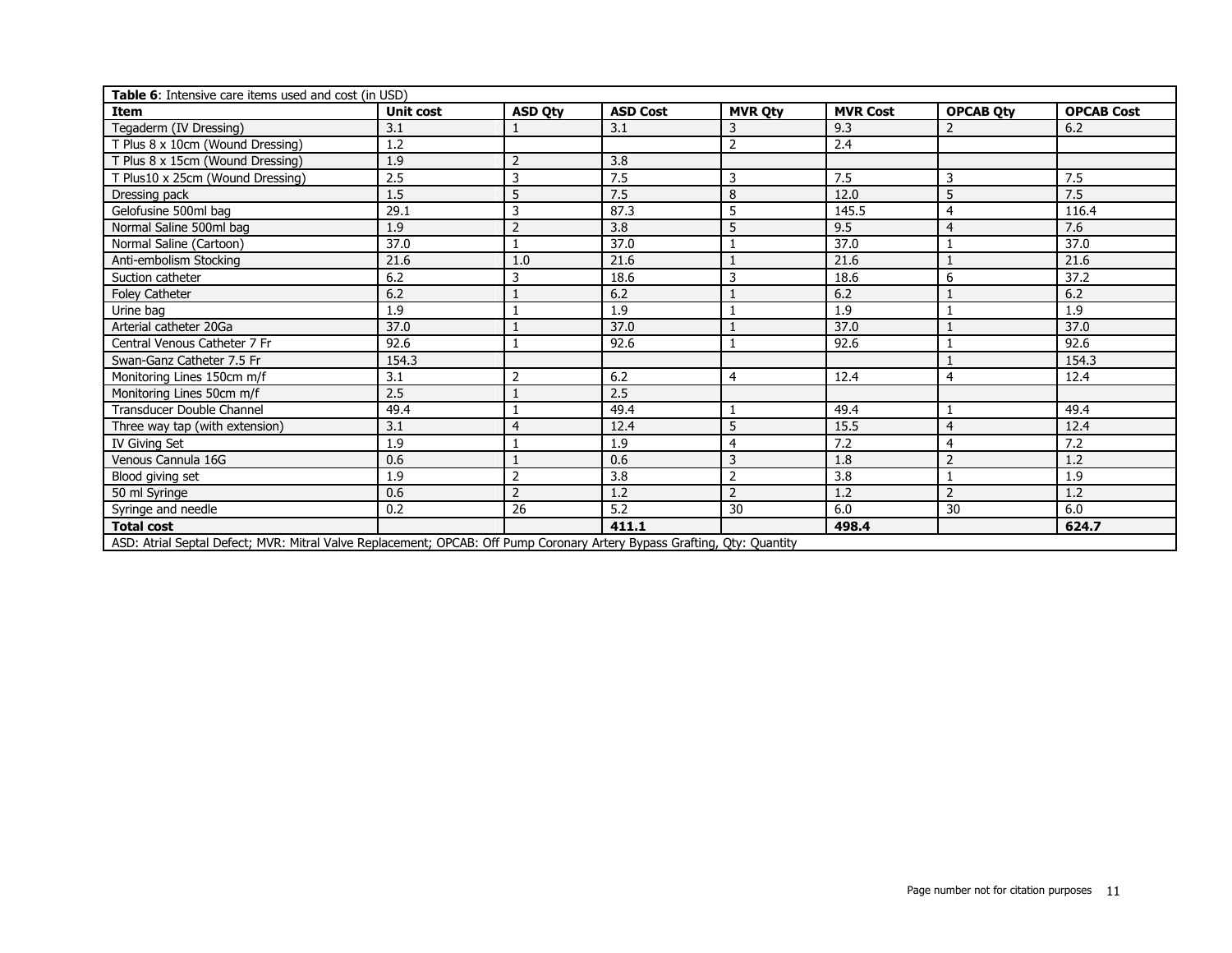**Table 6**: Intensive care items used and cost (in USD)

| Item | Unit cost | ASD Qty | ASD Cost | MVR Qty | MVR Cost | OPCAB Qty | OPCAB Cost |
|---|---|---|---|---|---|---|---|
| Tegaderm (IV Dressing) | 3.1 | 1 | 3.1 | 3 | 9.3 | 2 | 6.2 |
| T Plus 8 x 10cm (Wound Dressing) | 1.2 | | | 2 | 2.4 | | |
| T Plus 8 x 15cm (Wound Dressing) | 1.9 | 2 | 3.8 | | | | |
| T Plus10 x 25cm (Wound Dressing) | 2.5 | 3 | 7.5 | 3 | 7.5 | 3 | 7.5 |
| Dressing pack | 1.5 | 5 | 7.5 | 8 | 12.0 | 5 | 7.5 |
| Gelofusine 500ml bag | 29.1 | 3 | 87.3 | 5 | 145.5 | 4 | 116.4 |
| Normal Saline 500ml bag | 1.9 | 2 | 3.8 | 5 | 9.5 | 4 | 7.6 |
| Normal Saline (Cartoon) | 37.0 | 1 | 37.0 | 1 | 37.0 | 1 | 37.0 |
| Anti-embolism Stocking | 21.6 | 1.0 | 21.6 | 1 | 21.6 | 1 | 21.6 |
| Suction catheter | 6.2 | 3 | 18.6 | 3 | 18.6 | 6 | 37.2 |
| Foley Catheter | 6.2 | 1 | 6.2 | 1 | 6.2 | 1 | 6.2 |
| Urine bag | 1.9 | 1 | 1.9 | 1 | 1.9 | 1 | 1.9 |
| Arterial catheter 20Ga | 37.0 | 1 | 37.0 | 1 | 37.0 | 1 | 37.0 |
| Central Venous Catheter 7 Fr | 92.6 | 1 | 92.6 | 1 | 92.6 | 1 | 92.6 |
| Swan-Ganz Catheter 7.5 Fr | 154.3 | | | | | 1 | 154.3 |
| Monitoring Lines 150cm m/f | 3.1 | 2 | 6.2 | 4 | 12.4 | 4 | 12.4 |
| Monitoring Lines 50cm m/f | 2.5 | 1 | 2.5 | | | | |
| Transducer Double Channel | 49.4 | 1 | 49.4 | 1 | 49.4 | 1 | 49.4 |
| Three way tap (with extension) | 3.1 | 4 | 12.4 | 5 | 15.5 | 4 | 12.4 |
| IV Giving Set | 1.9 | 1 | 1.9 | 4 | 7.2 | 4 | 7.2 |
| Venous Cannula 16G | 0.6 | 1 | 0.6 | 3 | 1.8 | 2 | 1.2 |
| Blood giving set | 1.9 | 2 | 3.8 | 2 | 3.8 | 1 | 1.9 |
| 50 ml Syringe | 0.6 | 2 | 1.2 | 2 | 1.2 | 2 | 1.2 |
| Syringe and needle | 0.2 | 26 | 5.2 | 30 | 6.0 | 30 | 6.0 |
| **Total cost** | | | **411.1** | | **498.4** | | **624.7** |

ASD: Atrial Septal Defect; MVR: Mitral Valve Replacement; OPCAB: Off Pump Coronary Artery Bypass Grafting, Qty: Quantity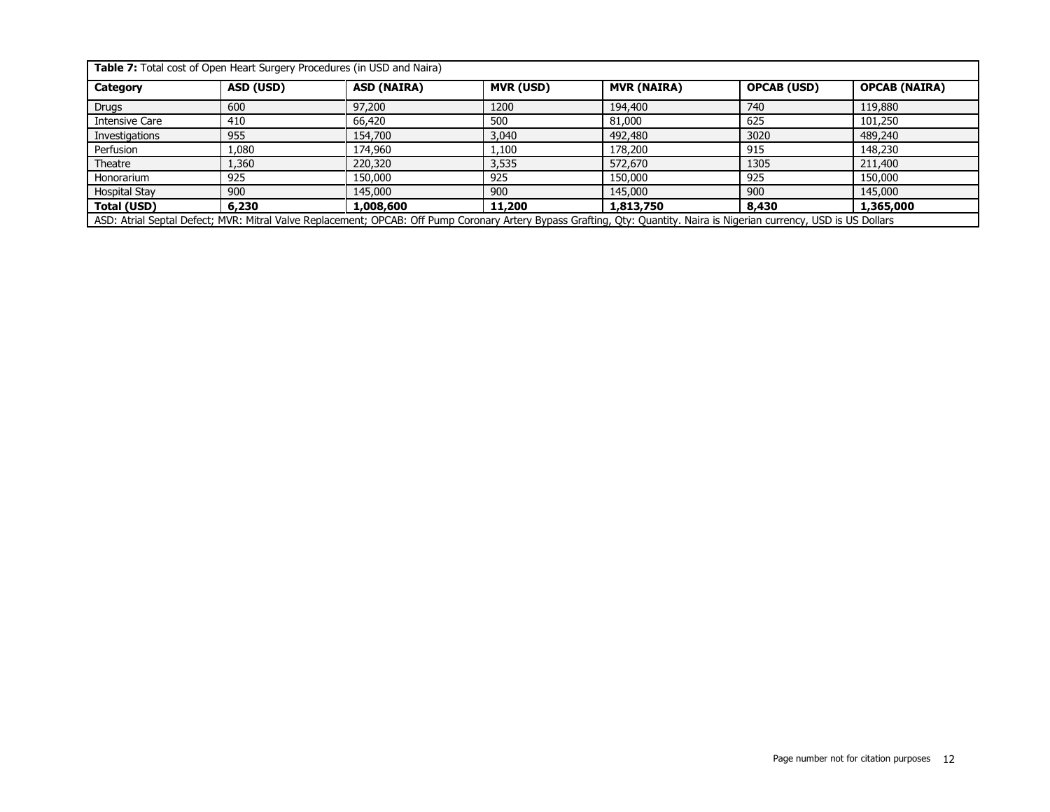**Table 7:** Total cost of Open Heart Surgery Procedures (in USD and Naira)

| Category | ASD (USD) | ASD (NAIRA) | MVR (USD) | MVR (NAIRA) | OPCAB (USD) | OPCAB (NAIRA) |
|---|---|---|---|---|---|---|
| Drugs | 600 | 97,200 | 1200 | 194,400 | 740 | 119,880 |
| Intensive Care | 410 | 66,420 | 500 | 81,000 | 625 | 101,250 |
| Investigations | 955 | 154,700 | 3,040 | 492,480 | 3020 | 489,240 |
| Perfusion | 1,080 | 174,960 | 1,100 | 178,200 | 915 | 148,230 |
| Theatre | 1,360 | 220,320 | 3,535 | 572,670 | 1305 | 211,400 |
| Honorarium | 925 | 150,000 | 925 | 150,000 | 925 | 150,000 |
| Hospital Stay | 900 | 145,000 | 900 | 145,000 | 900 | 145,000 |
| **Total (USD)** | **6,230** | **1,008,600** | **11,200** | **1,813,750** | **8,430** | **1,365,000** |

ASD: Atrial Septal Defect; MVR: Mitral Valve Replacement; OPCAB: Off Pump Coronary Artery Bypass Grafting, Qty: Quantity. Naira is Nigerian currency, USD is US Dollars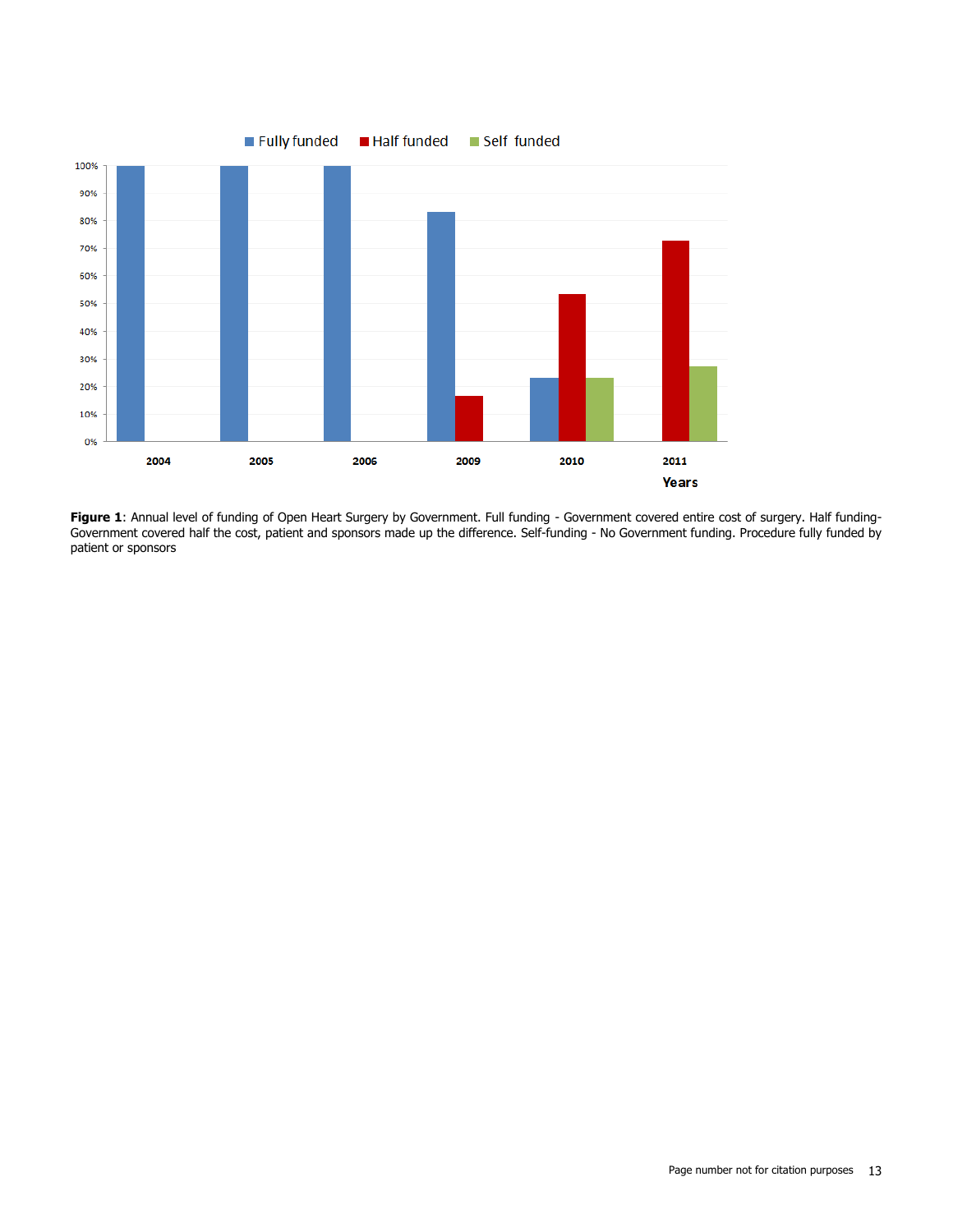Fully funded
Half funded
Self funded

100%
90%
80%
70%
60%
50%
40%
30%
20%
10%
0%

2004
2005
2006
2009
2010
2011

Years

**Figure 1**: Annual level of funding of Open Heart Surgery by Government. Full funding - Government covered entire cost of surgery. Half funding- Government covered half the cost, patient and sponsors made up the difference. Self-funding - No Government funding. Procedure fully funded by patient or sponsors